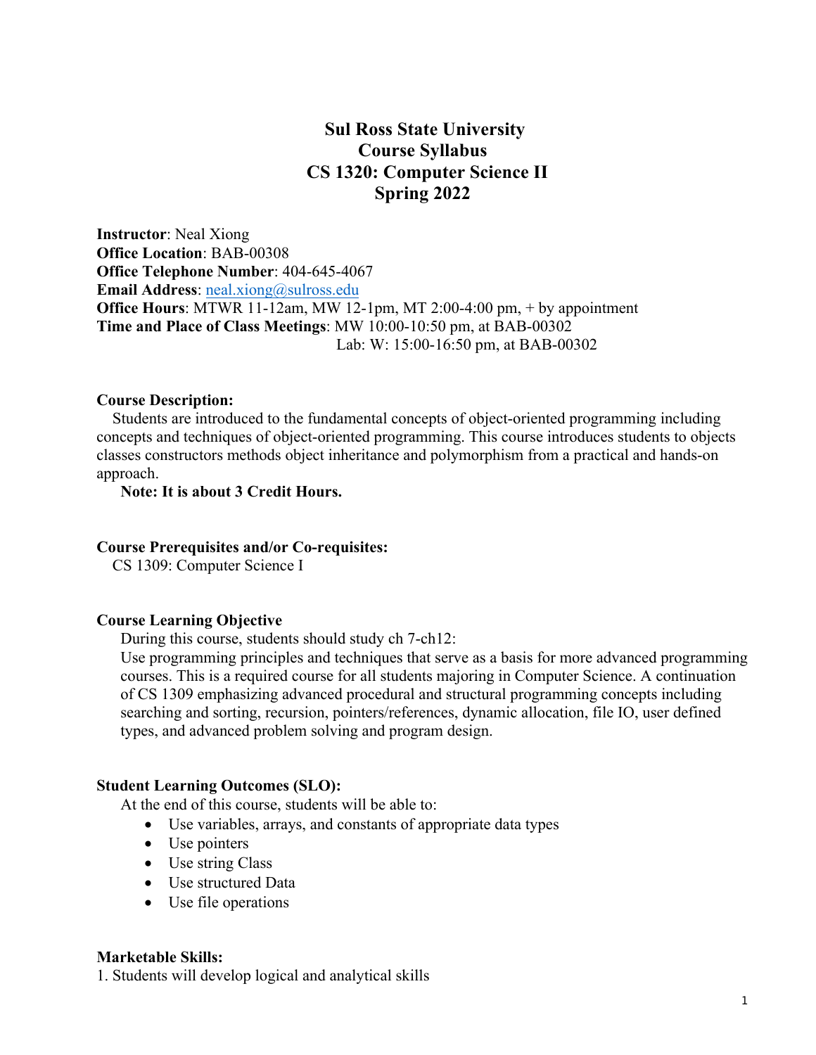# Sul Ross State University
# Course Syllabus
# CS 1320: Computer Science II
# Spring 2022

**Instructor**: Neal Xiong
**Office Location**: BAB-00308
**Office Telephone Number**: 404-645-4067
**Email Address**: neal.xiong@sulross.edu
**Office Hours**: MTWR 11-12am, MW 12-1pm, MT 2:00-4:00 pm, + by appointment
**Time and Place of Class Meetings**: MW 10:00-10:50 pm, at BAB-00302
Lab: W: 15:00-16:50 pm, at BAB-00302

**Course Description:**

Students are introduced to the fundamental concepts of object-oriented programming including concepts and techniques of object-oriented programming. This course introduces students to objects classes constructors methods object inheritance and polymorphism from a practical and hands-on approach.

**Note: It is about 3 Credit Hours.**

**Course Prerequisites and/or Co-requisites:**

CS 1309: Computer Science I

**Course Learning Objective**

During this course, students should study ch 7-ch12:
Use programming principles and techniques that serve as a basis for more advanced programming courses. This is a required course for all students majoring in Computer Science. A continuation of CS 1309 emphasizing advanced procedural and structural programming concepts including searching and sorting, recursion, pointers/references, dynamic allocation, file IO, user defined types, and advanced problem solving and program design.

**Student Learning Outcomes (SLO):**

At the end of this course, students will be able to:

- Use variables, arrays, and constants of appropriate data types
- Use pointers
- Use string Class
- Use structured Data
- Use file operations

**Marketable Skills:**

1. Students will develop logical and analytical skills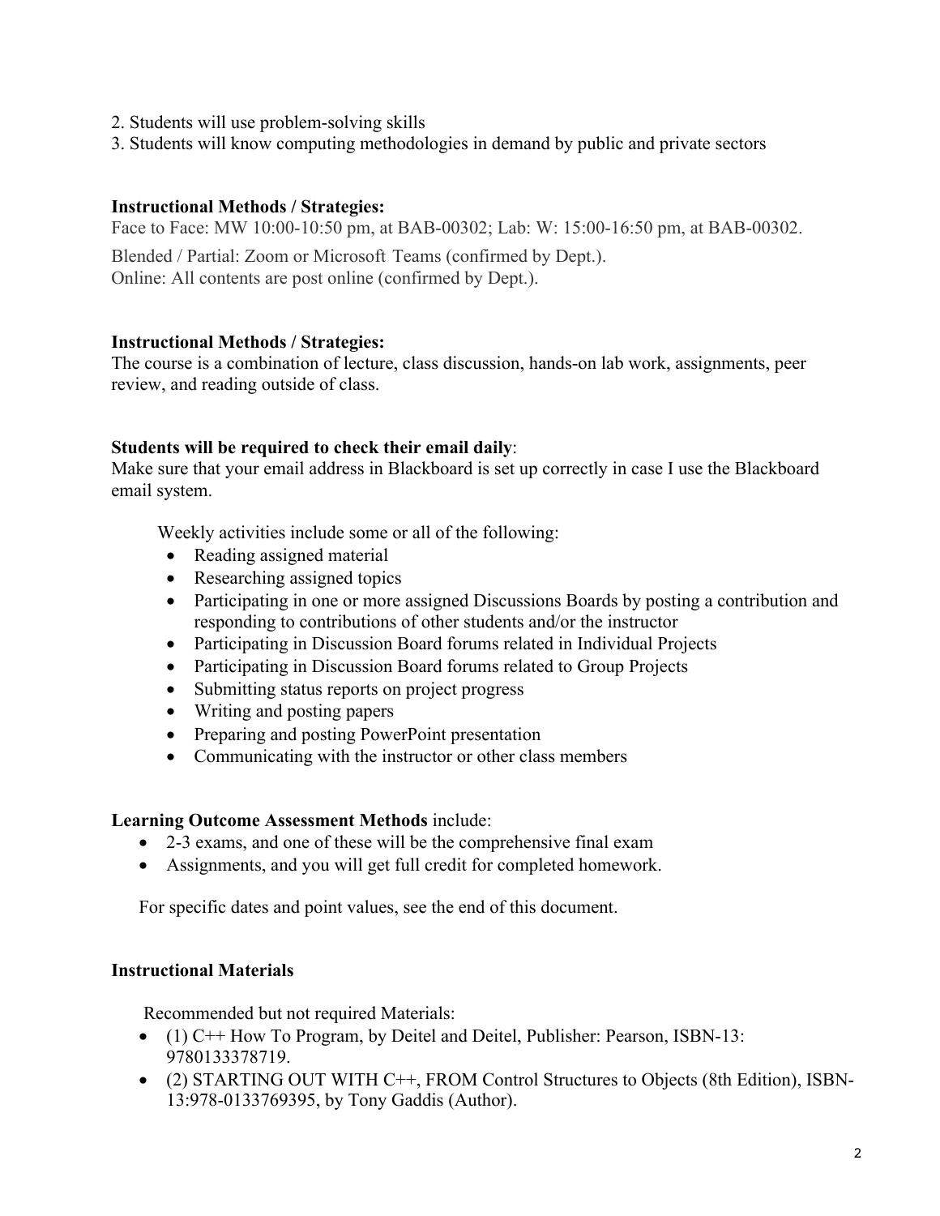2. Students will use problem-solving skills
3. Students will know computing methodologies in demand by public and private sectors

**Instructional Methods / Strategies:**

Face to Face: MW 10:00-10:50 pm, at BAB-00302; Lab: W: 15:00-16:50 pm, at BAB-00302.

Blended / Partial: Zoom or Microsoft Teams (confirmed by Dept.).
Online: All contents are post online (confirmed by Dept.).

**Instructional Methods / Strategies:**

The course is a combination of lecture, class discussion, hands-on lab work, assignments, peer review, and reading outside of class.

**Students will be required to check their email daily**:

Make sure that your email address in Blackboard is set up correctly in case I use the Blackboard email system.

Weekly activities include some or all of the following:

- Reading assigned material
- Researching assigned topics
- Participating in one or more assigned Discussions Boards by posting a contribution and responding to contributions of other students and/or the instructor
- Participating in Discussion Board forums related in Individual Projects
- Participating in Discussion Board forums related to Group Projects
- Submitting status reports on project progress
- Writing and posting papers
- Preparing and posting PowerPoint presentation
- Communicating with the instructor or other class members

**Learning Outcome Assessment Methods** include:

- 2-3 exams, and one of these will be the comprehensive final exam
- Assignments, and you will get full credit for completed homework.

For specific dates and point values, see the end of this document.

**Instructional Materials**

Recommended but not required Materials:

- (1) C++ How To Program, by Deitel and Deitel, Publisher: Pearson, ISBN-13: 9780133378719.
- (2) STARTING OUT WITH C++, FROM Control Structures to Objects (8th Edition), ISBN-13:978-0133769395, by Tony Gaddis (Author).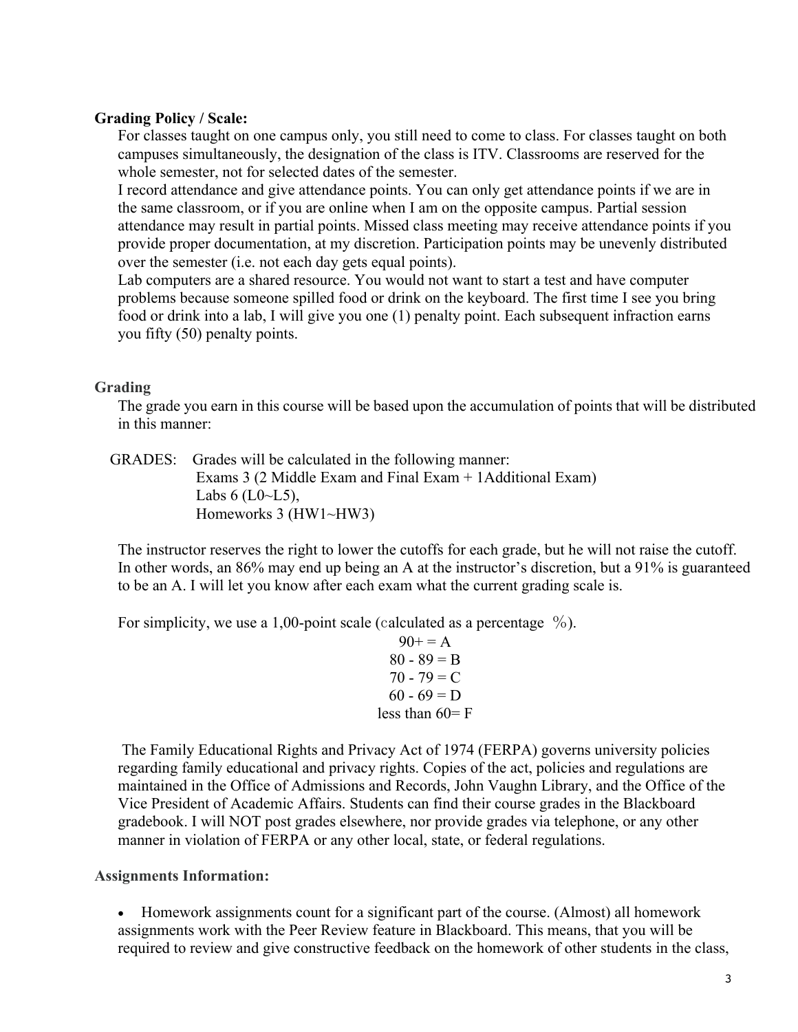**Grading Policy / Scale:**

For classes taught on one campus only, you still need to come to class. For classes taught on both campuses simultaneously, the designation of the class is ITV. Classrooms are reserved for the whole semester, not for selected dates of the semester.

I record attendance and give attendance points. You can only get attendance points if we are in the same classroom, or if you are online when I am on the opposite campus. Partial session attendance may result in partial points. Missed class meeting may receive attendance points if you provide proper documentation, at my discretion. Participation points may be unevenly distributed over the semester (i.e. not each day gets equal points).

Lab computers are a shared resource. You would not want to start a test and have computer problems because someone spilled food or drink on the keyboard. The first time I see you bring food or drink into a lab, I will give you one (1) penalty point. Each subsequent infraction earns you fifty (50) penalty points.

**Grading**

The grade you earn in this course will be based upon the accumulation of points that will be distributed in this manner:

GRADES: Grades will be calculated in the following manner:
Exams 3 (2 Middle Exam and Final Exam + 1Additional Exam)
Labs 6 (L0~L5),
Homeworks 3 (HW1~HW3)

The instructor reserves the right to lower the cutoffs for each grade, but he will not raise the cutoff. In other words, an 86% may end up being an A at the instructor's discretion, but a 91% is guaranteed to be an A. I will let you know after each exam what the current grading scale is.

For simplicity, we use a 1,00-point scale (calculated as a percentage ％).

90+ = A
80 - 89 = B
70 - 79 = C
60 - 69 = D
less than 60= F

The Family Educational Rights and Privacy Act of 1974 (FERPA) governs university policies regarding family educational and privacy rights. Copies of the act, policies and regulations are maintained in the Office of Admissions and Records, John Vaughn Library, and the Office of the Vice President of Academic Affairs. Students can find their course grades in the Blackboard gradebook. I will NOT post grades elsewhere, nor provide grades via telephone, or any other manner in violation of FERPA or any other local, state, or federal regulations.

**Assignments Information:**

- Homework assignments count for a significant part of the course. (Almost) all homework assignments work with the Peer Review feature in Blackboard. This means, that you will be required to review and give constructive feedback on the homework of other students in the class,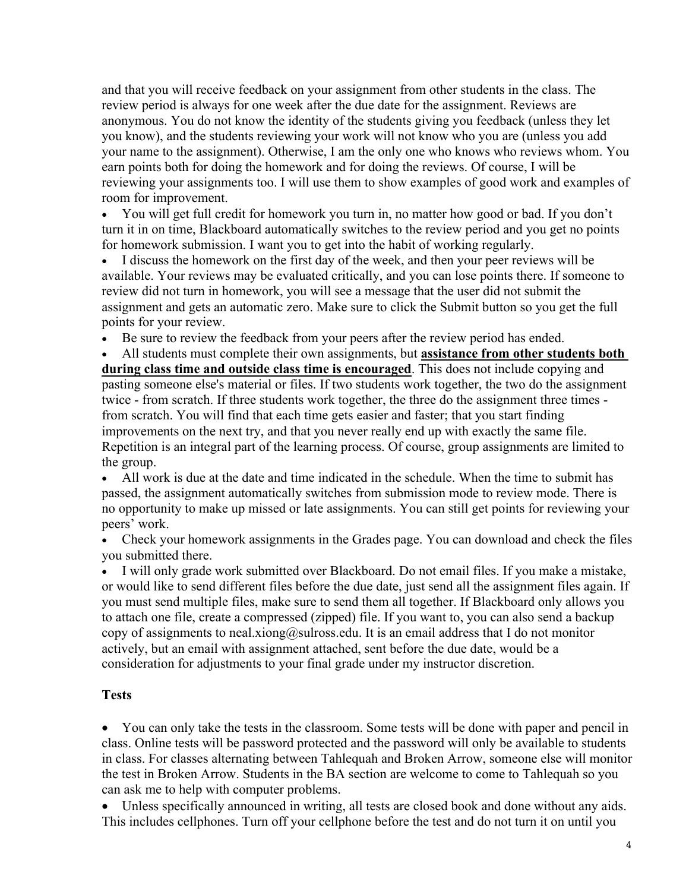and that you will receive feedback on your assignment from other students in the class. The review period is always for one week after the due date for the assignment. Reviews are anonymous. You do not know the identity of the students giving you feedback (unless they let you know), and the students reviewing your work will not know who you are (unless you add your name to the assignment). Otherwise, I am the only one who knows who reviews whom. You earn points both for doing the homework and for doing the reviews. Of course, I will be reviewing your assignments too. I will use them to show examples of good work and examples of room for improvement.

- You will get full credit for homework you turn in, no matter how good or bad. If you don't turn it in on time, Blackboard automatically switches to the review period and you get no points for homework submission. I want you to get into the habit of working regularly.
- I discuss the homework on the first day of the week, and then your peer reviews will be available. Your reviews may be evaluated critically, and you can lose points there. If someone to review did not turn in homework, you will see a message that the user did not submit the assignment and gets an automatic zero. Make sure to click the Submit button so you get the full points for your review.
- Be sure to review the feedback from your peers after the review period has ended.
- All students must complete their own assignments, but **assistance from other students both during class time and outside class time is encouraged**. This does not include copying and pasting someone else's material or files. If two students work together, the two do the assignment twice - from scratch. If three students work together, the three do the assignment three times - from scratch. You will find that each time gets easier and faster; that you start finding improvements on the next try, and that you never really end up with exactly the same file. Repetition is an integral part of the learning process. Of course, group assignments are limited to the group.
- All work is due at the date and time indicated in the schedule. When the time to submit has passed, the assignment automatically switches from submission mode to review mode. There is no opportunity to make up missed or late assignments. You can still get points for reviewing your peers' work.
- Check your homework assignments in the Grades page. You can download and check the files you submitted there.
- I will only grade work submitted over Blackboard. Do not email files. If you make a mistake, or would like to send different files before the due date, just send all the assignment files again. If you must send multiple files, make sure to send them all together. If Blackboard only allows you to attach one file, create a compressed (zipped) file. If you want to, you can also send a backup copy of assignments to neal.xiong@sulross.edu. It is an email address that I do not monitor actively, but an email with assignment attached, sent before the due date, would be a consideration for adjustments to your final grade under my instructor discretion.

### Tests

- You can only take the tests in the classroom. Some tests will be done with paper and pencil in class. Online tests will be password protected and the password will only be available to students in class. For classes alternating between Tahlequah and Broken Arrow, someone else will monitor the test in Broken Arrow. Students in the BA section are welcome to come to Tahlequah so you can ask me to help with computer problems.
- Unless specifically announced in writing, all tests are closed book and done without any aids. This includes cellphones. Turn off your cellphone before the test and do not turn it on until you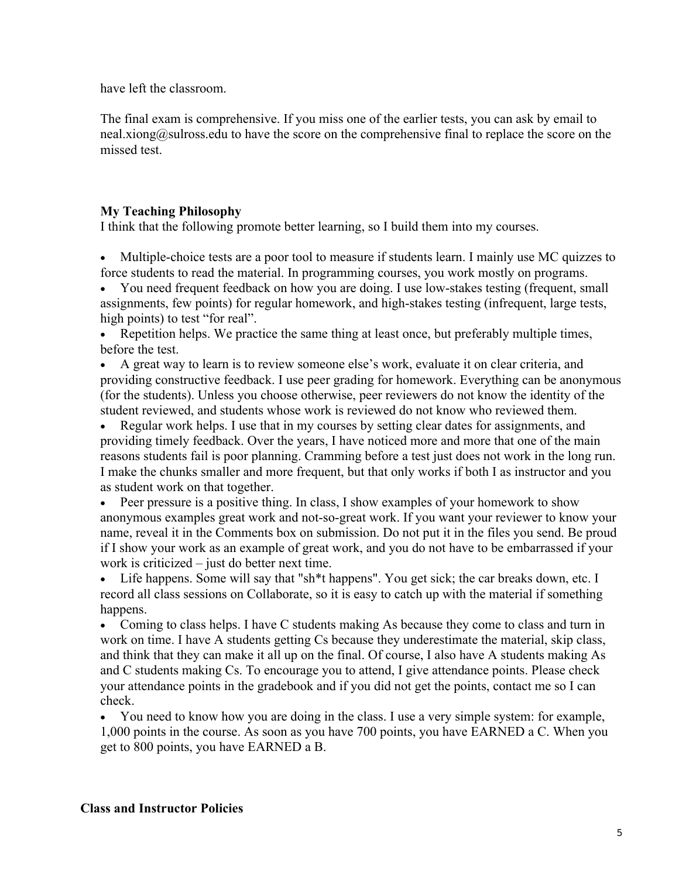have left the classroom.

The final exam is comprehensive. If you miss one of the earlier tests, you can ask by email to neal.xiong@sulross.edu to have the score on the comprehensive final to replace the score on the missed test.

### My Teaching Philosophy

I think that the following promote better learning, so I build them into my courses.

- Multiple-choice tests are a poor tool to measure if students learn. I mainly use MC quizzes to force students to read the material. In programming courses, you work mostly on programs.
- You need frequent feedback on how you are doing. I use low-stakes testing (frequent, small assignments, few points) for regular homework, and high-stakes testing (infrequent, large tests, high points) to test "for real".
- Repetition helps. We practice the same thing at least once, but preferably multiple times, before the test.
- A great way to learn is to review someone else's work, evaluate it on clear criteria, and providing constructive feedback. I use peer grading for homework. Everything can be anonymous (for the students). Unless you choose otherwise, peer reviewers do not know the identity of the student reviewed, and students whose work is reviewed do not know who reviewed them.
- Regular work helps. I use that in my courses by setting clear dates for assignments, and providing timely feedback. Over the years, I have noticed more and more that one of the main reasons students fail is poor planning. Cramming before a test just does not work in the long run. I make the chunks smaller and more frequent, but that only works if both I as instructor and you as student work on that together.
- Peer pressure is a positive thing. In class, I show examples of your homework to show anonymous examples great work and not-so-great work. If you want your reviewer to know your name, reveal it in the Comments box on submission. Do not put it in the files you send. Be proud if I show your work as an example of great work, and you do not have to be embarrassed if your work is criticized – just do better next time.
- Life happens. Some will say that "sh*t happens". You get sick; the car breaks down, etc. I record all class sessions on Collaborate, so it is easy to catch up with the material if something happens.
- Coming to class helps. I have C students making As because they come to class and turn in work on time. I have A students getting Cs because they underestimate the material, skip class, and think that they can make it all up on the final. Of course, I also have A students making As and C students making Cs. To encourage you to attend, I give attendance points. Please check your attendance points in the gradebook and if you did not get the points, contact me so I can check.
- You need to know how you are doing in the class. I use a very simple system: for example, 1,000 points in the course. As soon as you have 700 points, you have EARNED a C. When you get to 800 points, you have EARNED a B.

### Class and Instructor Policies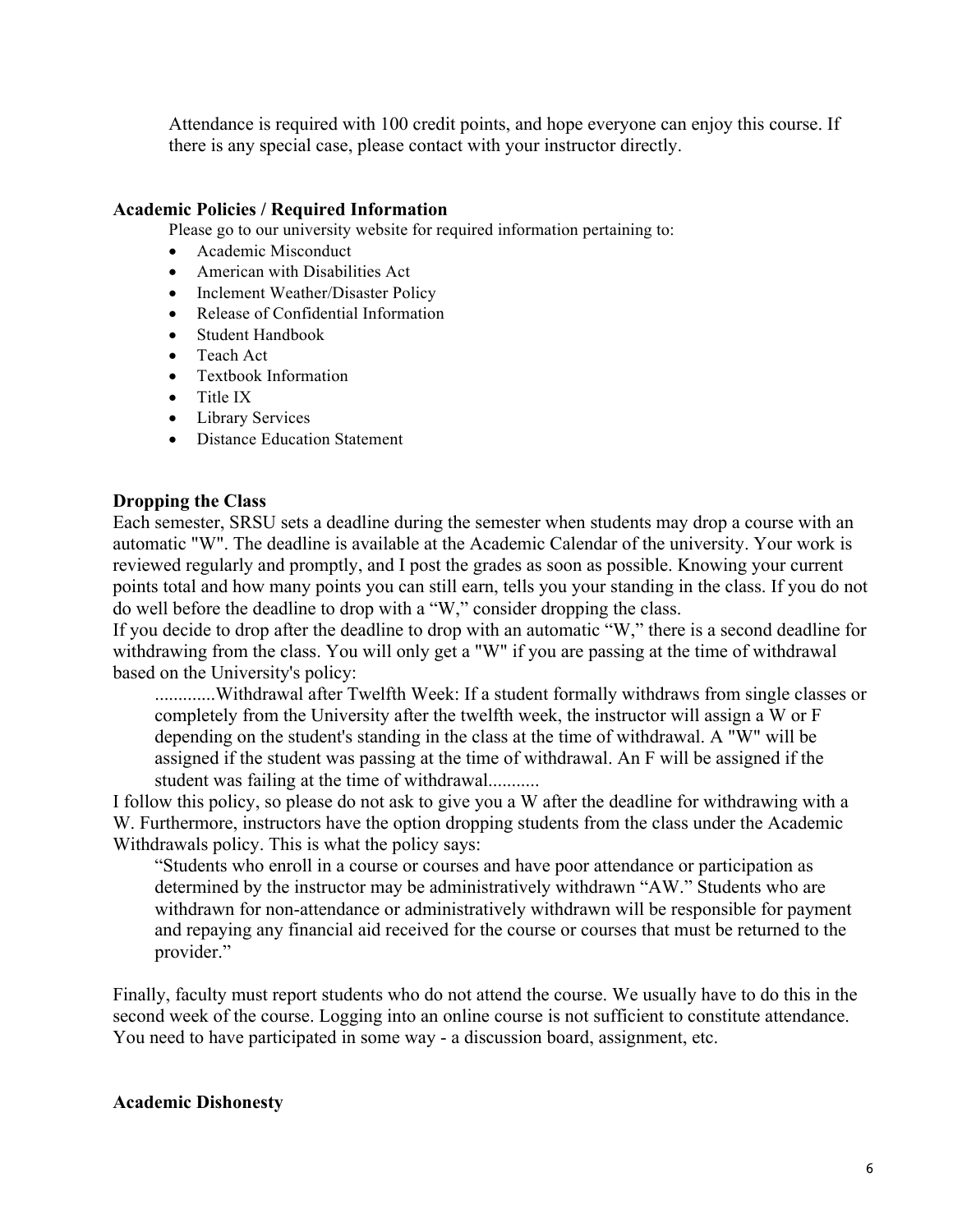Attendance is required with 100 credit points, and hope everyone can enjoy this course. If there is any special case, please contact with your instructor directly.

### Academic Policies / Required Information

Please go to our university website for required information pertaining to:

- Academic Misconduct
- American with Disabilities Act
- Inclement Weather/Disaster Policy
- Release of Confidential Information
- Student Handbook
- Teach Act
- Textbook Information
- Title IX
- Library Services
- Distance Education Statement

### Dropping the Class

Each semester, SRSU sets a deadline during the semester when students may drop a course with an automatic "W". The deadline is available at the Academic Calendar of the university. Your work is reviewed regularly and promptly, and I post the grades as soon as possible. Knowing your current points total and how many points you can still earn, tells you your standing in the class. If you do not do well before the deadline to drop with a "W," consider dropping the class.

If you decide to drop after the deadline to drop with an automatic "W," there is a second deadline for withdrawing from the class. You will only get a "W" if you are passing at the time of withdrawal based on the University's policy:

> ............Withdrawal after Twelfth Week: If a student formally withdraws from single classes or completely from the University after the twelfth week, the instructor will assign a W or F depending on the student's standing in the class at the time of withdrawal. A "W" will be assigned if the student was passing at the time of withdrawal. An F will be assigned if the student was failing at the time of withdrawal...........

I follow this policy, so please do not ask to give you a W after the deadline for withdrawing with a W. Furthermore, instructors have the option dropping students from the class under the Academic Withdrawals policy. This is what the policy says:

> "Students who enroll in a course or courses and have poor attendance or participation as determined by the instructor may be administratively withdrawn "AW." Students who are withdrawn for non-attendance or administratively withdrawn will be responsible for payment and repaying any financial aid received for the course or courses that must be returned to the provider."

Finally, faculty must report students who do not attend the course. We usually have to do this in the second week of the course. Logging into an online course is not sufficient to constitute attendance. You need to have participated in some way - a discussion board, assignment, etc.

### Academic Dishonesty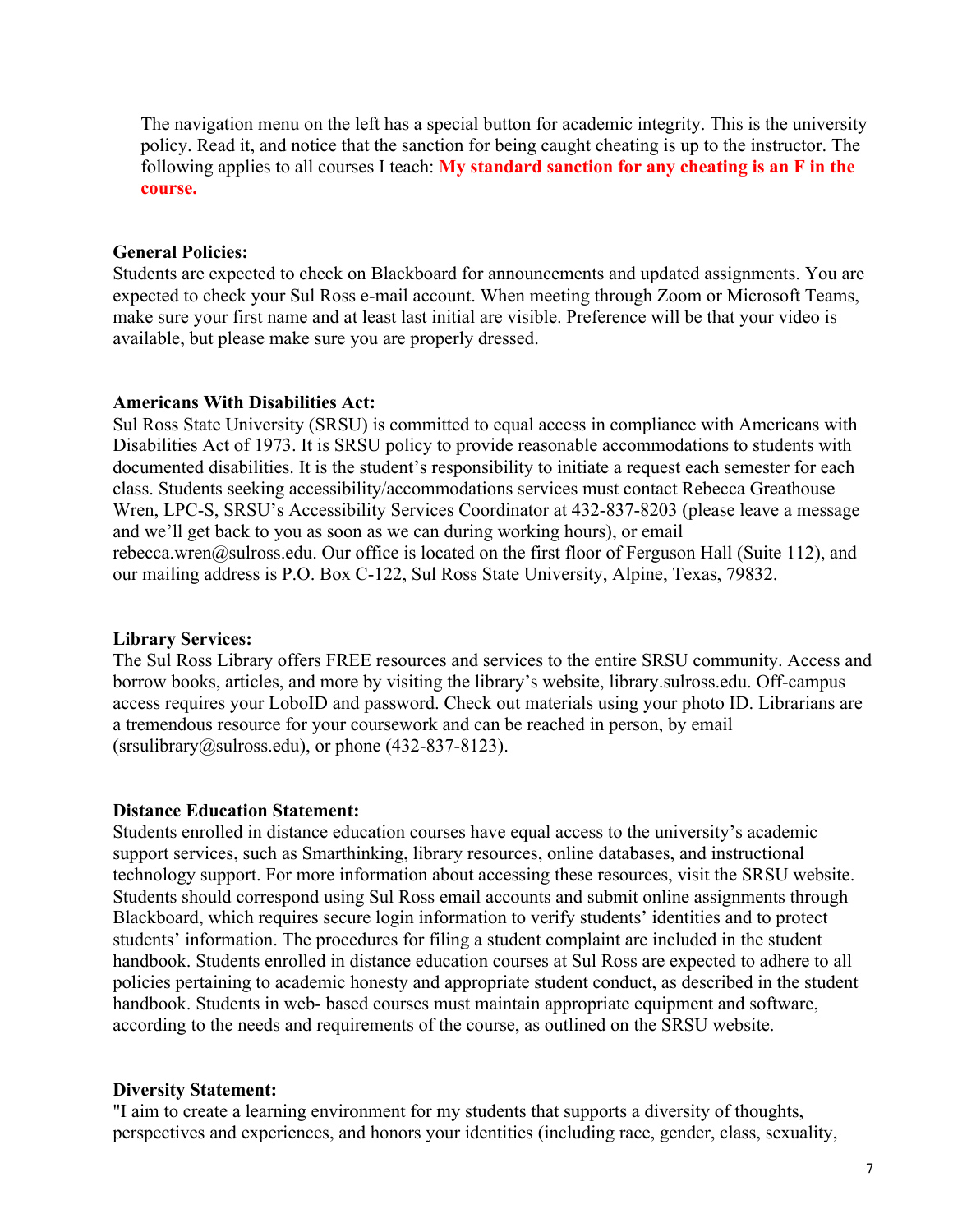The navigation menu on the left has a special button for academic integrity. This is the university policy. Read it, and notice that the sanction for being caught cheating is up to the instructor. The following applies to all courses I teach: **My standard sanction for any cheating is an F in the course.**

**General Policies:**
Students are expected to check on Blackboard for announcements and updated assignments. You are expected to check your Sul Ross e-mail account. When meeting through Zoom or Microsoft Teams, make sure your first name and at least last initial are visible. Preference will be that your video is available, but please make sure you are properly dressed.

**Americans With Disabilities Act:**
Sul Ross State University (SRSU) is committed to equal access in compliance with Americans with Disabilities Act of 1973. It is SRSU policy to provide reasonable accommodations to students with documented disabilities. It is the student's responsibility to initiate a request each semester for each class. Students seeking accessibility/accommodations services must contact Rebecca Greathouse Wren, LPC-S, SRSU's Accessibility Services Coordinator at 432-837-8203 (please leave a message and we'll get back to you as soon as we can during working hours), or email rebecca.wren@sulross.edu. Our office is located on the first floor of Ferguson Hall (Suite 112), and our mailing address is P.O. Box C-122, Sul Ross State University, Alpine, Texas, 79832.

**Library Services:**
The Sul Ross Library offers FREE resources and services to the entire SRSU community. Access and borrow books, articles, and more by visiting the library's website, library.sulross.edu. Off-campus access requires your LoboID and password. Check out materials using your photo ID. Librarians are a tremendous resource for your coursework and can be reached in person, by email (srsulibrary@sulross.edu), or phone (432-837-8123).

**Distance Education Statement:**
Students enrolled in distance education courses have equal access to the university's academic support services, such as Smarthinking, library resources, online databases, and instructional technology support. For more information about accessing these resources, visit the SRSU website. Students should correspond using Sul Ross email accounts and submit online assignments through Blackboard, which requires secure login information to verify students' identities and to protect students' information. The procedures for filing a student complaint are included in the student handbook. Students enrolled in distance education courses at Sul Ross are expected to adhere to all policies pertaining to academic honesty and appropriate student conduct, as described in the student handbook. Students in web- based courses must maintain appropriate equipment and software, according to the needs and requirements of the course, as outlined on the SRSU website.

**Diversity Statement:**
"I aim to create a learning environment for my students that supports a diversity of thoughts, perspectives and experiences, and honors your identities (including race, gender, class, sexuality,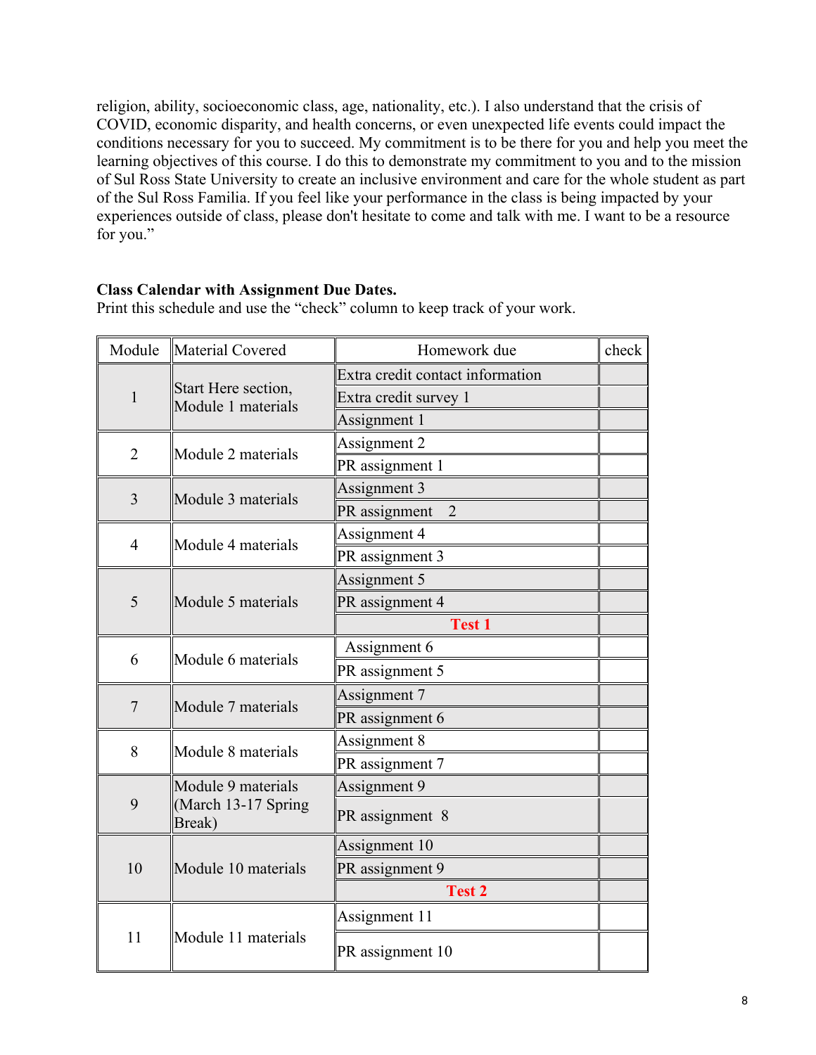religion, ability, socioeconomic class, age, nationality, etc.). I also understand that the crisis of COVID, economic disparity, and health concerns, or even unexpected life events could impact the conditions necessary for you to succeed. My commitment is to be there for you and help you meet the learning objectives of this course. I do this to demonstrate my commitment to you and to the mission of Sul Ross State University to create an inclusive environment and care for the whole student as part of the Sul Ross Familia. If you feel like your performance in the class is being impacted by your experiences outside of class, please don't hesitate to come and talk with me. I want to be a resource for you."

**Class Calendar with Assignment Due Dates.**
Print this schedule and use the "check" column to keep track of your work.

| Module | Material Covered | Homework due | check |
|---|---|---|---|
| 1 | Start Here section, Module 1 materials | Extra credit contact information | |
| | | Extra credit survey 1 | |
| | | Assignment 1 | |
| 2 | Module 2 materials | Assignment 2 | |
| | | PR assignment 1 | |
| 3 | Module 3 materials | Assignment 3 | |
| | | PR assignment 2 | |
| 4 | Module 4 materials | Assignment 4 | |
| | | PR assignment 3 | |
| 5 | Module 5 materials | Assignment 5 | |
| | | PR assignment 4 | |
| | | **Test 1** | |
| 6 | Module 6 materials | Assignment 6 | |
| | | PR assignment 5 | |
| 7 | Module 7 materials | Assignment 7 | |
| | | PR assignment 6 | |
| 8 | Module 8 materials | Assignment 8 | |
| | | PR assignment 7 | |
| 9 | Module 9 materials (March 13-17 Spring Break) | Assignment 9 | |
| | | PR assignment 8 | |
| 10 | Module 10 materials | Assignment 10 | |
| | | PR assignment 9 | |
| | | **Test 2** | |
| 11 | Module 11 materials | Assignment 11 | |
| | | PR assignment 10 | |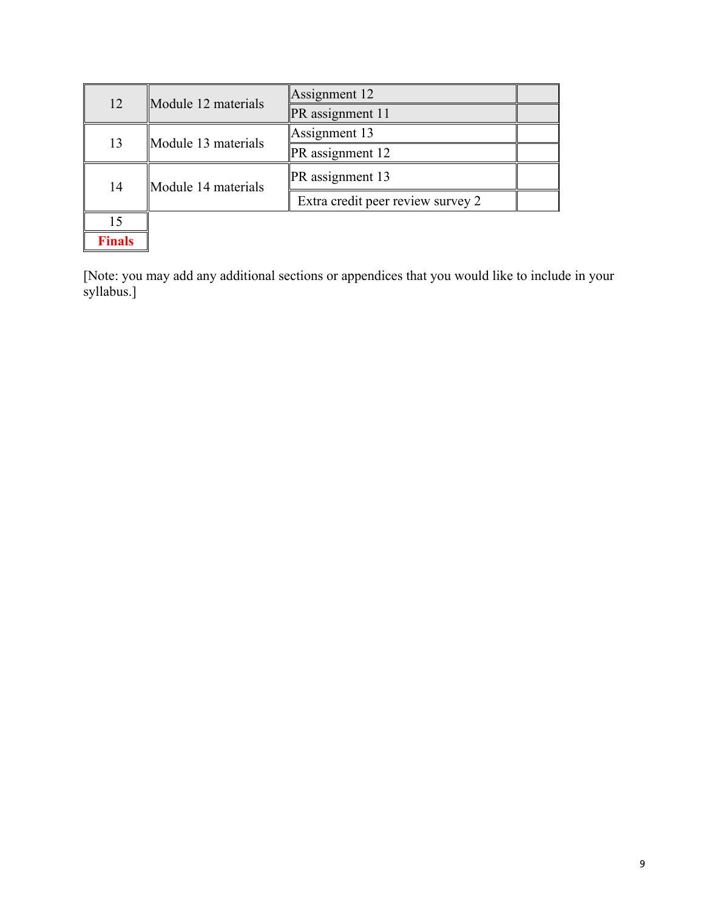| | | | |
|---|---|---|---|
| 12 | Module 12 materials | Assignment 12 | |
| | | PR assignment 11 | |
| 13 | Module 13 materials | Assignment 13 | |
| | | PR assignment 12 | |
| 14 | Module 14 materials | PR assignment 13 | |
| | | Extra credit peer review survey 2 | |
| 15 | | | |
| **Finals** | | | |

[Note: you may add any additional sections or appendices that you would like to include in your syllabus.]